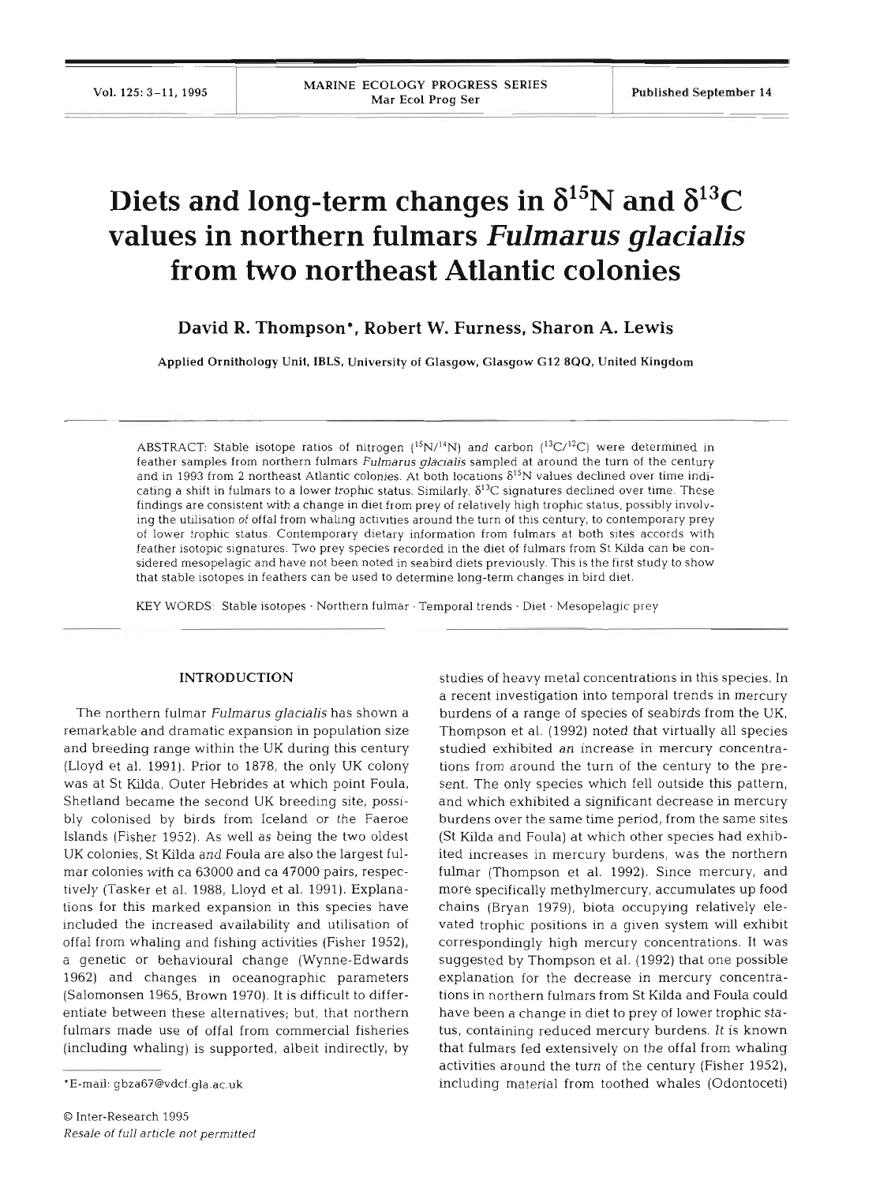# Diets and long-term changes in $\delta^{15}N$ and $\delta^{13}C$ values in northern fulmars *Fulmarus glacialis* from two northeast Atlantic colonies

**David R. Thompson\*, Robert W. Furness, Sharon A. Lewis**

Applied Ornithology Unit, IBLS, University of Glasgow, Glasgow G12 8QQ, United Kingdom

ABSTRACT: Stable isotope ratios of nitrogen ($^{15}N/^{14}N$) and carbon ($^{13}C/^{12}C$) were determined in feather samples from northern fulmars *Fulmarus glacialis* sampled at around the turn of the century and in 1993 from 2 northeast Atlantic colonies. At both locations $\delta^{15}N$ values declined over time indicating a shift in fulmars to a lower trophic status. Similarly, $\delta^{13}C$ signatures declined over time. These findings are consistent with a change in diet from prey of relatively high trophic status, possibly involving the utilisation of offal from whaling activities around the turn of this century, to contemporary prey of lower trophic status. Contemporary dietary information from fulmars at both sites accords with feather isotopic signatures. Two prey species recorded in the diet of fulmars from St Kilda can be considered mesopelagic and have not been noted in seabird diets previously. This is the first study to show that stable isotopes in feathers can be used to determine long-term changes in bird diet.

KEY WORDS: Stable isotopes · Northern fulmar · Temporal trends · Diet · Mesopelagic prey

## INTRODUCTION

The northern fulmar *Fulmarus glacialis* has shown a remarkable and dramatic expansion in population size and breeding range within the UK during this century (Lloyd et al. 1991). Prior to 1878, the only UK colony was at St Kilda, Outer Hebrides at which point Foula, Shetland became the second UK breeding site, possibly colonised by birds from Iceland or the Faeroe Islands (Fisher 1952). As well as being the two oldest UK colonies, St Kilda and Foula are also the largest fulmar colonies with ca 63000 and ca 47000 pairs, respectively (Tasker et al. 1988, Lloyd et al. 1991). Explanations for this marked expansion in this species have included the increased availability and utilisation of offal from whaling and fishing activities (Fisher 1952), a genetic or behavioural change (Wynne-Edwards 1962) and changes in oceanographic parameters (Salomonsen 1965, Brown 1970). It is difficult to differentiate between these alternatives; but, that northern fulmars made use of offal from commercial fisheries (including whaling) is supported, albeit indirectly, by studies of heavy metal concentrations in this species. In a recent investigation into temporal trends in mercury burdens of a range of species of seabirds from the UK, Thompson et al. (1992) noted that virtually all species studied exhibited an increase in mercury concentrations from around the turn of the century to the present. The only species which fell outside this pattern, and which exhibited a significant decrease in mercury burdens over the same time period, from the same sites (St Kilda and Foula) at which other species had exhibited increases in mercury burdens, was the northern fulmar (Thompson et al. 1992). Since mercury, and more specifically methylmercury, accumulates up food chains (Bryan 1979), biota occupying relatively elevated trophic positions in a given system will exhibit correspondingly high mercury concentrations. It was suggested by Thompson et al. (1992) that one possible explanation for the decrease in mercury concentrations in northern fulmars from St Kilda and Foula could have been a change in diet to prey of lower trophic status, containing reduced mercury burdens. It is known that fulmars fed extensively on the offal from whaling activities around the turn of the century (Fisher 1952), including material from toothed whales (Odontoceti)

\*E-mail: gbza67@vdcf.gla.ac.uk

© Inter-Research 1995
*Resale of full article not permitted*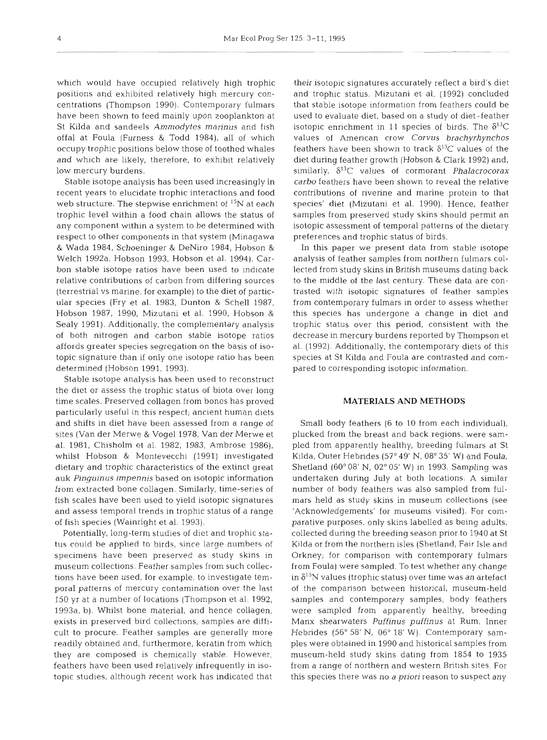which would have occupied relatively high trophic positions and exhibited relatively high mercury concentrations (Thompson 1990). Contemporary fulmars have been shown to feed mainly upon zooplankton at St Kilda and sandeels *Ammodytes marinus* and fish offal at Foula (Furness & Todd 1984), all of which occupy trophic positions below those of toothed whales and which are likely, therefore, to exhibit relatively low mercury burdens.

Stable isotope analysis has been used increasingly in recent years to elucidate trophic interactions and food web structure. The stepwise enrichment of $^{15}N$ at each trophic level within a food chain allows the status of any component within a system to be determined with respect to other components in that system (Minagawa & Wada 1984, Schoeninger & DeNiro 1984, Hobson & Welch 1992a, Hobson 1993, Hobson et al. 1994). Carbon stable isotope ratios have been used to indicate relative contributions of carbon from differing sources (terrestrial vs marine, for example) to the diet of particular species (Fry et al. 1983, Dunton & Schell 1987, Hobson 1987, 1990, Mizutani et al. 1990, Hobson & Sealy 1991). Additionally, the complementary analysis of both nitrogen and carbon stable isotope ratios affords greater species segregation on the basis of isotopic signature than if only one isotope ratio has been determined (Hobson 1991, 1993).

Stable isotope analysis has been used to reconstruct the diet or assess the trophic status of biota over long time scales. Preserved collagen from bones has proved particularly useful in this respect; ancient human diets and shifts in diet have been assessed from a range of sites (Van der Merwe & Vogel 1978, Van der Merwe et al. 1981, Chisholm et al. 1982, 1983, Ambrose 1986), whilst Hobson & Montevecchi (1991) investigated dietary and trophic characteristics of the extinct great auk *Pinguinus impennis* based on isotopic information from extracted bone collagen. Similarly, time-series of fish scales have been used to yield isotopic signatures and assess temporal trends in trophic status of a range of fish species (Wainright et al. 1993).

Potentially, long-term studies of diet and trophic status could be applied to birds, since large numbers of specimens have been preserved as study skins in museum collections. Feather samples from such collections have been used, for example, to investigate temporal patterns of mercury contamination over the last 150 yr at a number of locations (Thompson et al. 1992, 1993a, b). Whilst bone material, and hence collagen, exists in preserved bird collections, samples are difficult to procure. Feather samples are generally more readily obtained and, furthermore, keratin from which they are composed is chemically stable. However, feathers have been used relatively infrequently in isotopic studies, although recent work has indicated that their isotopic signatures accurately reflect a bird's diet and trophic status. Mizutani et al. (1992) concluded that stable isotope information from feathers could be used to evaluate diet, based on a study of diet-feather isotopic enrichment in 11 species of birds. The $\delta^{13}C$ values of American crow *Corvus brachyrhynchos* feathers have been shown to track $\delta^{13}C$ values of the diet during feather growth (Hobson & Clark 1992) and, similarly, $\delta^{13}C$ values of cormorant *Phalacrocorax carbo* feathers have been shown to reveal the relative contributions of riverine and marine protein to that species' diet (Mizutani et al. 1990). Hence, feather samples from preserved study skins should permit an isotopic assessment of temporal patterns of the dietary preferences and trophic status of birds.

In this paper we present data from stable isotope analysis of feather samples from northern fulmars collected from study skins in British museums dating back to the middle of the last century. These data are contrasted with isotopic signatures of feather samples from contemporary fulmars in order to assess whether this species has undergone a change in diet and trophic status over this period, consistent with the decrease in mercury burdens reported by Thompson et al. (1992). Additionally, the contemporary diets of this species at St Kilda and Foula are contrasted and compared to corresponding isotopic information.

## MATERIALS AND METHODS

Small body feathers (6 to 10 from each individual), plucked from the breast and back regions, were sampled from apparently healthy, breeding fulmars at St Kilda, Outer Hebrides (57° 49' N, 08° 35' W) and Foula, Shetland (60° 08' N, 02° 05' W) in 1993. Sampling was undertaken during July at both locations. A similar number of body feathers was also sampled from fulmars held as study skins in museum collections (see 'Acknowledgements' for museums visited). For comparative purposes, only skins labelled as being adults, collected during the breeding season prior to 1940 at St Kilda or from the northern isles (Shetland, Fair Isle and Orkney; for comparison with contemporary fulmars from Foula) were sampled. To test whether any change in $\delta^{15}N$ values (trophic status) over time was an artefact of the comparison between historical, museum-held samples and contemporary samples, body feathers were sampled from apparently healthy, breeding Manx shearwaters *Puffinus puffinus* at Rum, Inner Hebrides (56° 58' N, 06° 18' W). Contemporary samples were obtained in 1990 and historical samples from museum-held study skins dating from 1854 to 1935 from a range of northern and western British sites. For this species there was no *a priori* reason to suspect any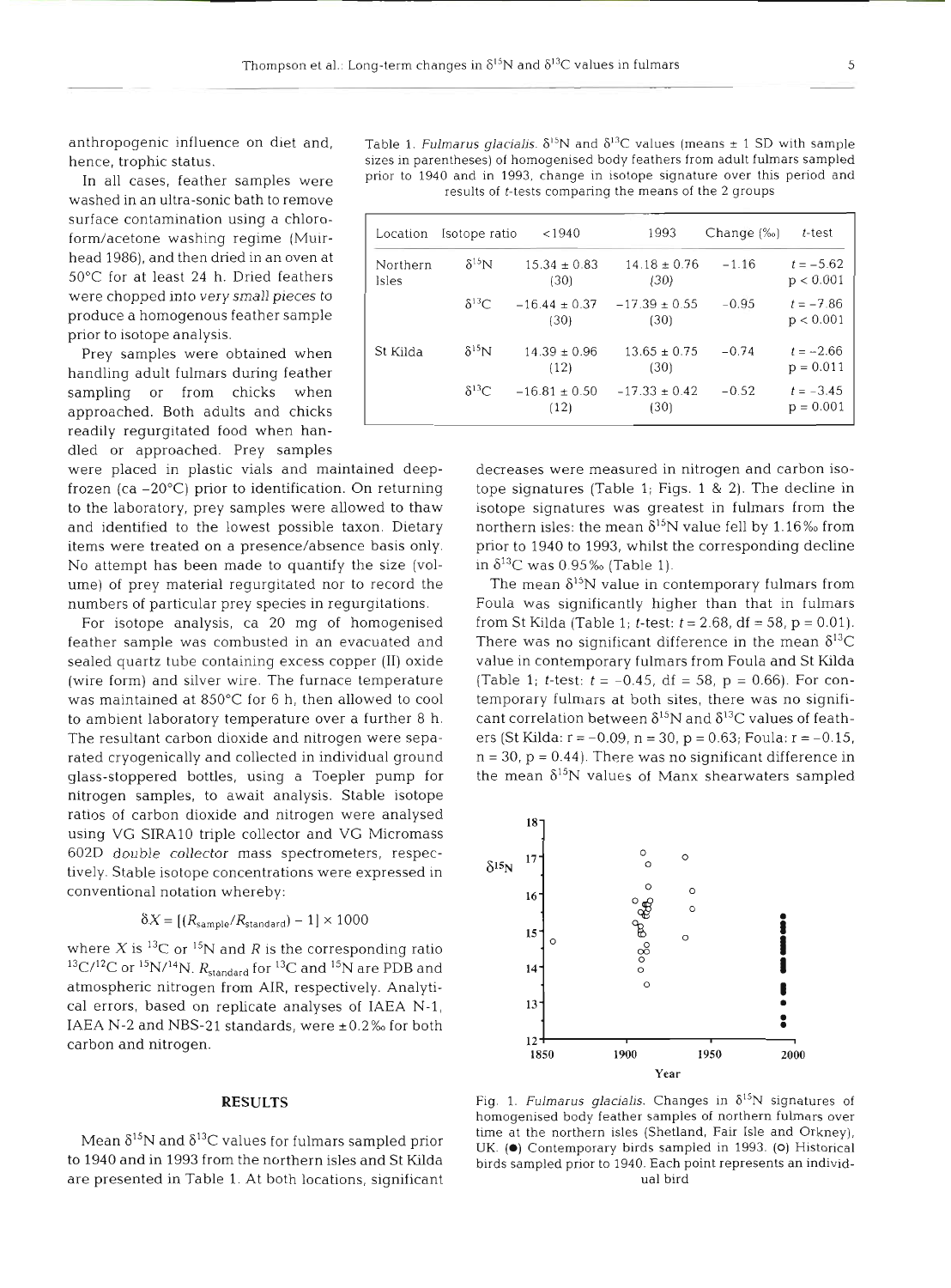anthropogenic influence on diet and, hence, trophic status.

In all cases, feather samples were washed in an ultra-sonic bath to remove surface contamination using a chloroform/acetone washing regime (Muirhead 1986), and then dried in an oven at 50°C for at least 24 h. Dried feathers were chopped into very small pieces to produce a homogenous feather sample prior to isotope analysis.

Prey samples were obtained when handling adult fulmars during feather sampling or from chicks when approached. Both adults and chicks readily regurgitated food when handled or approached. Prey samples were placed in plastic vials and maintained deep-frozen (ca −20°C) prior to identification. On returning to the laboratory, prey samples were allowed to thaw and identified to the lowest possible taxon. Dietary items were treated on a presence/absence basis only. No attempt has been made to quantify the size (volume) of prey material regurgitated nor to record the numbers of particular prey species in regurgitations.

For isotope analysis, ca 20 mg of homogenised feather sample was combusted in an evacuated and sealed quartz tube containing excess copper (II) oxide (wire form) and silver wire. The furnace temperature was maintained at 850°C for 6 h, then allowed to cool to ambient laboratory temperature over a further 8 h. The resultant carbon dioxide and nitrogen were separated cryogenically and collected in individual ground glass-stoppered bottles, using a Toepler pump for nitrogen samples, to await analysis. Stable isotope ratios of carbon dioxide and nitrogen were analysed using VG SIRA10 triple collector and VG Micromass 602D double collector mass spectrometers, respectively. Stable isotope concentrations were expressed in conventional notation whereby:

$$\delta X = [(R_{\text{sample}}/R_{\text{standard}}) - 1] \times 1000$$

where $X$ is $^{13}C$ or $^{15}N$ and $R$ is the corresponding ratio $^{13}C/^{12}C$ or $^{15}N/^{14}N$. $R_{\text{standard}}$ for $^{13}C$ and $^{15}N$ are PDB and atmospheric nitrogen from AIR, respectively. Analytical errors, based on replicate analyses of IAEA N-1, IAEA N-2 and NBS-21 standards, were ±0.2‰ for both carbon and nitrogen.

## RESULTS

Mean $\delta^{15}N$ and $\delta^{13}C$ values for fulmars sampled prior to 1940 and in 1993 from the northern isles and St Kilda are presented in Table 1. At both locations, significant decreases were measured in nitrogen and carbon isotope signatures (Table 1; Figs. 1 & 2). The decline in isotope signatures was greatest in fulmars from the northern isles: the mean $\delta^{15}N$ value fell by 1.16‰ from prior to 1940 to 1993, whilst the corresponding decline in $\delta^{13}C$ was 0.95‰ (Table 1).

The mean $\delta^{15}N$ value in contemporary fulmars from Foula was significantly higher than that in fulmars from St Kilda (Table 1; *t*-test: $t = 2.68$, df = 58, $p = 0.01$). There was no significant difference in the mean $\delta^{13}C$ value in contemporary fulmars from Foula and St Kilda (Table 1; *t*-test: $t = -0.45$, df = 58, $p = 0.66$). For contemporary fulmars at both sites, there was no significant correlation between $\delta^{15}N$ and $\delta^{13}C$ values of feathers (St Kilda: $r = -0.09$, $n = 30$, $p = 0.63$; Foula: $r = -0.15$, $n = 30$, $p = 0.44$). There was no significant difference in the mean $\delta^{15}N$ values of Manx shearwaters sampled

Table 1. *Fulmarus glacialis*. $\delta^{15}N$ and $\delta^{13}C$ values (means ± 1 SD with sample sizes in parentheses) of homogenised body feathers from adult fulmars sampled prior to 1940 and in 1993, change in isotope signature over this period and results of *t*-tests comparing the means of the 2 groups

| Location | Isotope ratio | <1940 | 1993 | Change (‰) | *t*-test |
|---|---|---|---|---|---|
| Northern Isles | $\delta^{15}N$ | 15.34 ± 0.83 (30) | 14.18 ± 0.76 (30) | −1.16 | $t = -5.62$ $p < 0.001$ |
| | $\delta^{13}C$ | −16.44 ± 0.37 (30) | −17.39 ± 0.55 (30) | −0.95 | $t = -7.86$ $p < 0.001$ |
| St Kilda | $\delta^{15}N$ | 14.39 ± 0.96 (12) | 13.65 ± 0.75 (30) | −0.74 | $t = -2.66$ $p = 0.011$ |
| | $\delta^{13}C$ | −16.81 ± 0.50 (12) | −17.33 ± 0.42 (30) | −0.52 | $t = -3.45$ $p = 0.001$ |

$\delta^{15}N$

18
17
16
15
14
13
12

1850 1900 1950 2000

Year

Fig. 1. *Fulmarus glacialis*. Changes in $\delta^{15}N$ signatures of homogenised body feather samples of northern fulmars over time at the northern isles (Shetland, Fair Isle and Orkney), UK. (●) Contemporary birds sampled in 1993. (○) Historical birds sampled prior to 1940. Each point represents an individual bird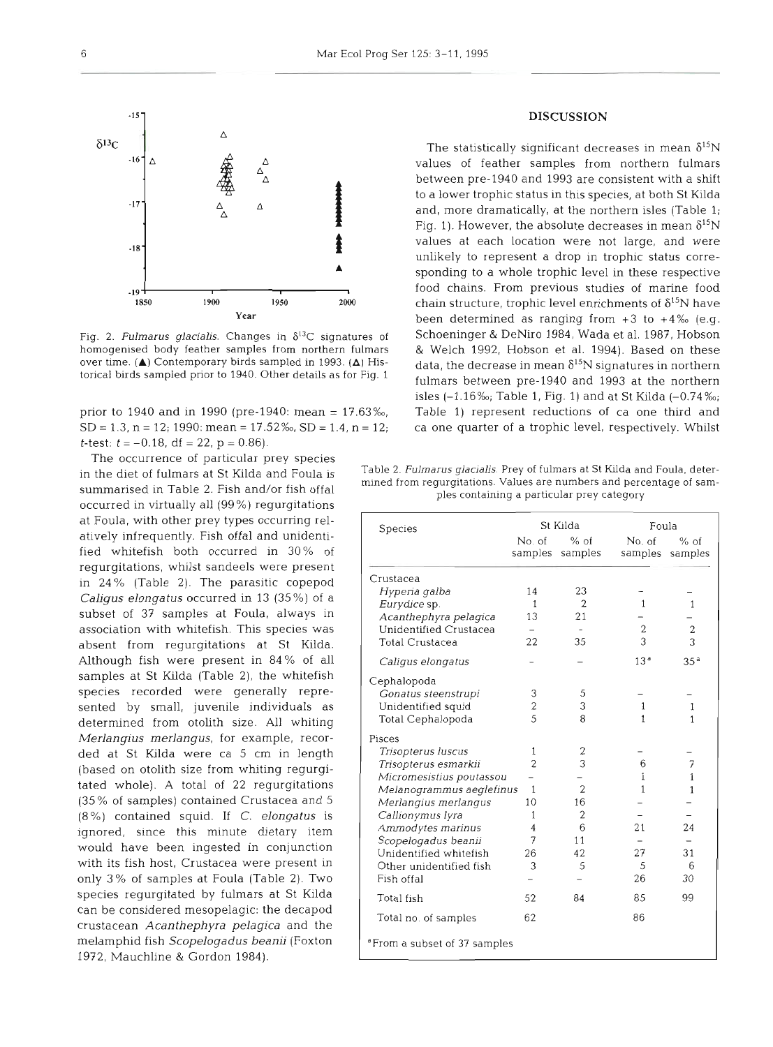Fig. 2. *Fulmarus glacialis*. Changes in $\delta^{13}C$ signatures of homogenised body feather samples from northern fulmars over time. (▲) Contemporary birds sampled in 1993. (△) Historical birds sampled prior to 1940. Other details as for Fig. 1

prior to 1940 and in 1990 (pre-1940: mean = 17.63‰, SD = 1.3, n = 12; 1990: mean = 17.52‰, SD = 1.4, n = 12; *t*-test: $t = -0.18$, df = 22, $p = 0.86$).

The occurrence of particular prey species in the diet of fulmars at St Kilda and Foula is summarised in Table 2. Fish and/or fish offal occurred in virtually all (99%) regurgitations at Foula, with other prey types occurring relatively infrequently. Fish offal and unidentified whitefish both occurred in 30% of regurgitations, whilst sandeels were present in 24% (Table 2). The parasitic copepod *Caligus elongatus* occurred in 13 (35%) of a subset of 37 samples at Foula, always in association with whitefish. This species was absent from regurgitations at St Kilda. Although fish were present in 84% of all samples at St Kilda (Table 2), the whitefish species recorded were generally represented by small, juvenile individuals as determined from otolith size. All whiting *Merlangius merlangus*, for example, recorded at St Kilda were ca 5 cm in length (based on otolith size from whiting regurgitated whole). A total of 22 regurgitations (35% of samples) contained Crustacea and 5 (8%) contained squid. If *C. elongatus* is ignored, since this minute dietary item would have been ingested in conjunction with its fish host, Crustacea were present in only 3% of samples at Foula (Table 2). Two species regurgitated by fulmars at St Kilda can be considered mesopelagic: the decapod crustacean *Acanthephyra pelagica* and the melamphid fish *Scopelogadus beanii* (Foxton 1972, Mauchline & Gordon 1984).

## DISCUSSION

The statistically significant decreases in mean $\delta^{15}N$ values of feather samples from northern fulmars between pre-1940 and 1993 are consistent with a shift to a lower trophic status in this species, at both St Kilda and, more dramatically, at the northern isles (Table 1; Fig. 1). However, the absolute decreases in mean $\delta^{15}N$ values at each location were not large, and were unlikely to represent a drop in trophic status corresponding to a whole trophic level in these respective food chains. From previous studies of marine food chain structure, trophic level enrichments of $\delta^{15}N$ have been determined as ranging from +3 to +4‰ (e.g. Schoeninger & DeNiro 1984, Wada et al. 1987, Hobson & Welch 1992, Hobson et al. 1994). Based on these data, the decrease in mean $\delta^{15}N$ signatures in northern fulmars between pre-1940 and 1993 at the northern isles (−1.16‰; Table 1, Fig. 1) and at St Kilda (−0.74‰; Table 1) represent reductions of ca one third and ca one quarter of a trophic level, respectively. Whilst

Table 2. *Fulmarus glacialis*. Prey of fulmars at St Kilda and Foula, determined from regurgitations. Values are numbers and percentage of samples containing a particular prey category

| Species | St Kilda | | Foula | |
|---|---|---|---|---|
| | No. of samples | % of samples | No. of samples | % of samples |
| **Crustacea** | | | | |
| *Hyperia galba* | 14 | 23 | – | – |
| *Eurydice* sp. | 1 | 2 | 1 | 1 |
| *Acanthephyra pelagica* | 13 | 21 | – | – |
| Unidentified Crustacea | – | – | 2 | 2 |
| Total Crustacea | 22 | 35 | 3 | 3 |
| *Caligus elongatus* | – | – | 13[a] | 35[a] |
| **Cephalopoda** | | | | |
| *Gonatus steenstrupi* | 3 | 5 | – | – |
| Unidentified squid | 2 | 3 | 1 | 1 |
| Total Cephalopoda | 5 | 8 | 1 | 1 |
| **Pisces** | | | | |
| *Trisopterus luscus* | 1 | 2 | – | – |
| *Trisopterus esmarkii* | 2 | 3 | 6 | 7 |
| *Micromesistius poutassou* | – | – | 1 | 1 |
| *Melanogrammus aeglefinus* | 1 | 2 | 1 | 1 |
| *Merlangius merlangus* | 10 | 16 | – | – |
| *Callionymus lyra* | 1 | 2 | – | – |
| *Ammodytes marinus* | 4 | 6 | 21 | 24 |
| *Scopelogadus beanii* | 7 | 11 | – | – |
| Unidentified whitefish | 26 | 42 | 27 | 31 |
| Other unidentified fish | 3 | 5 | 5 | 6 |
| Fish offal | – | – | 26 | 30 |
| Total fish | 52 | 84 | 85 | 99 |
| Total no. of samples | 62 | | 86 | |

[a]From a subset of 37 samples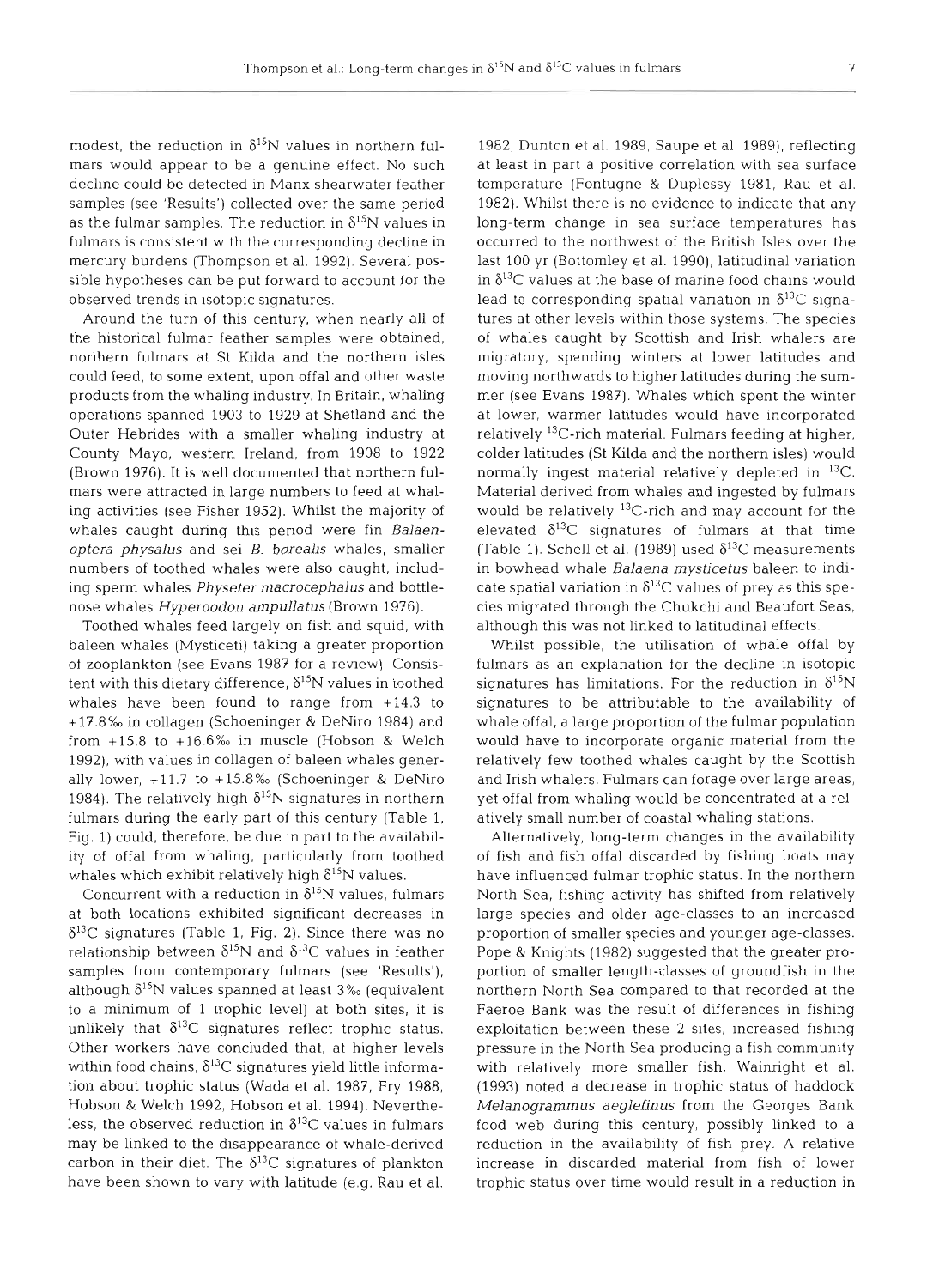modest, the reduction in $\delta^{15}N$ values in northern fulmars would appear to be a genuine effect. No such decline could be detected in Manx shearwater feather samples (see 'Results') collected over the same period as the fulmar samples. The reduction in $\delta^{15}N$ values in fulmars is consistent with the corresponding decline in mercury burdens (Thompson et al. 1992). Several possible hypotheses can be put forward to account for the observed trends in isotopic signatures.

Around the turn of this century, when nearly all of the historical fulmar feather samples were obtained, northern fulmars at St Kilda and the northern isles could feed, to some extent, upon offal and other waste products from the whaling industry. In Britain, whaling operations spanned 1903 to 1929 at Shetland and the Outer Hebrides with a smaller whaling industry at County Mayo, western Ireland, from 1908 to 1922 (Brown 1976). It is well documented that northern fulmars were attracted in large numbers to feed at whaling activities (see Fisher 1952). Whilst the majority of whales caught during this period were fin *Balaenoptera physalus* and sei *B. borealis* whales, smaller numbers of toothed whales were also caught, including sperm whales *Physeter macrocephalus* and bottlenose whales *Hyperoodon ampullatus* (Brown 1976).

Toothed whales feed largely on fish and squid, with baleen whales (Mysticeti) taking a greater proportion of zooplankton (see Evans 1987 for a review). Consistent with this dietary difference, $\delta^{15}N$ values in toothed whales have been found to range from +14.3 to +17.8‰ in collagen (Schoeninger & DeNiro 1984) and from +15.8 to +16.6‰ in muscle (Hobson & Welch 1992), with values in collagen of baleen whales generally lower, +11.7 to +15.8‰ (Schoeninger & DeNiro 1984). The relatively high $\delta^{15}N$ signatures in northern fulmars during the early part of this century (Table 1, Fig. 1) could, therefore, be due in part to the availability of offal from whaling, particularly from toothed whales which exhibit relatively high $\delta^{15}N$ values.

Concurrent with a reduction in $\delta^{15}N$ values, fulmars at both locations exhibited significant decreases in $\delta^{13}C$ signatures (Table 1, Fig. 2). Since there was no relationship between $\delta^{15}N$ and $\delta^{13}C$ values in feather samples from contemporary fulmars (see 'Results'), although $\delta^{15}N$ values spanned at least 3‰ (equivalent to a minimum of 1 trophic level) at both sites, it is unlikely that $\delta^{13}C$ signatures reflect trophic status. Other workers have concluded that, at higher levels within food chains, $\delta^{13}C$ signatures yield little information about trophic status (Wada et al. 1987, Fry 1988, Hobson & Welch 1992, Hobson et al. 1994). Nevertheless, the observed reduction in $\delta^{13}C$ values in fulmars may be linked to the disappearance of whale-derived carbon in their diet. The $\delta^{13}C$ signatures of plankton have been shown to vary with latitude (e.g. Rau et al. 1982, Dunton et al. 1989, Saupe et al. 1989), reflecting at least in part a positive correlation with sea surface temperature (Fontugne & Duplessy 1981, Rau et al. 1982). Whilst there is no evidence to indicate that any long-term change in sea surface temperatures has occurred to the northwest of the British Isles over the last 100 yr (Bottomley et al. 1990), latitudinal variation in $\delta^{13}C$ values at the base of marine food chains would lead to corresponding spatial variation in $\delta^{13}C$ signatures at other levels within those systems. The species of whales caught by Scottish and Irish whalers are migratory, spending winters at lower latitudes and moving northwards to higher latitudes during the summer (see Evans 1987). Whales which spent the winter at lower, warmer latitudes would have incorporated relatively $^{13}C$-rich material. Fulmars feeding at higher, colder latitudes (St Kilda and the northern isles) would normally ingest material relatively depleted in $^{13}C$. Material derived from whales and ingested by fulmars would be relatively $^{13}C$-rich and may account for the elevated $\delta^{13}C$ signatures of fulmars at that time (Table 1). Schell et al. (1989) used $\delta^{13}C$ measurements in bowhead whale *Balaena mysticetus* baleen to indicate spatial variation in $\delta^{13}C$ values of prey as this species migrated through the Chukchi and Beaufort Seas, although this was not linked to latitudinal effects.

Whilst possible, the utilisation of whale offal by fulmars as an explanation for the decline in isotopic signatures has limitations. For the reduction in $\delta^{15}N$ signatures to be attributable to the availability of whale offal, a large proportion of the fulmar population would have to incorporate organic material from the relatively few toothed whales caught by the Scottish and Irish whalers. Fulmars can forage over large areas, yet offal from whaling would be concentrated at a relatively small number of coastal whaling stations.

Alternatively, long-term changes in the availability of fish and fish offal discarded by fishing boats may have influenced fulmar trophic status. In the northern North Sea, fishing activity has shifted from relatively large species and older age-classes to an increased proportion of smaller species and younger age-classes. Pope & Knights (1982) suggested that the greater proportion of smaller length-classes of groundfish in the northern North Sea compared to that recorded at the Faeroe Bank was the result of differences in fishing exploitation between these 2 sites, increased fishing pressure in the North Sea producing a fish community with relatively more smaller fish. Wainright et al. (1993) noted a decrease in trophic status of haddock *Melanogrammus aeglefinus* from the Georges Bank food web during this century, possibly linked to a reduction in the availability of fish prey. A relative increase in discarded material from fish of lower trophic status over time would result in a reduction in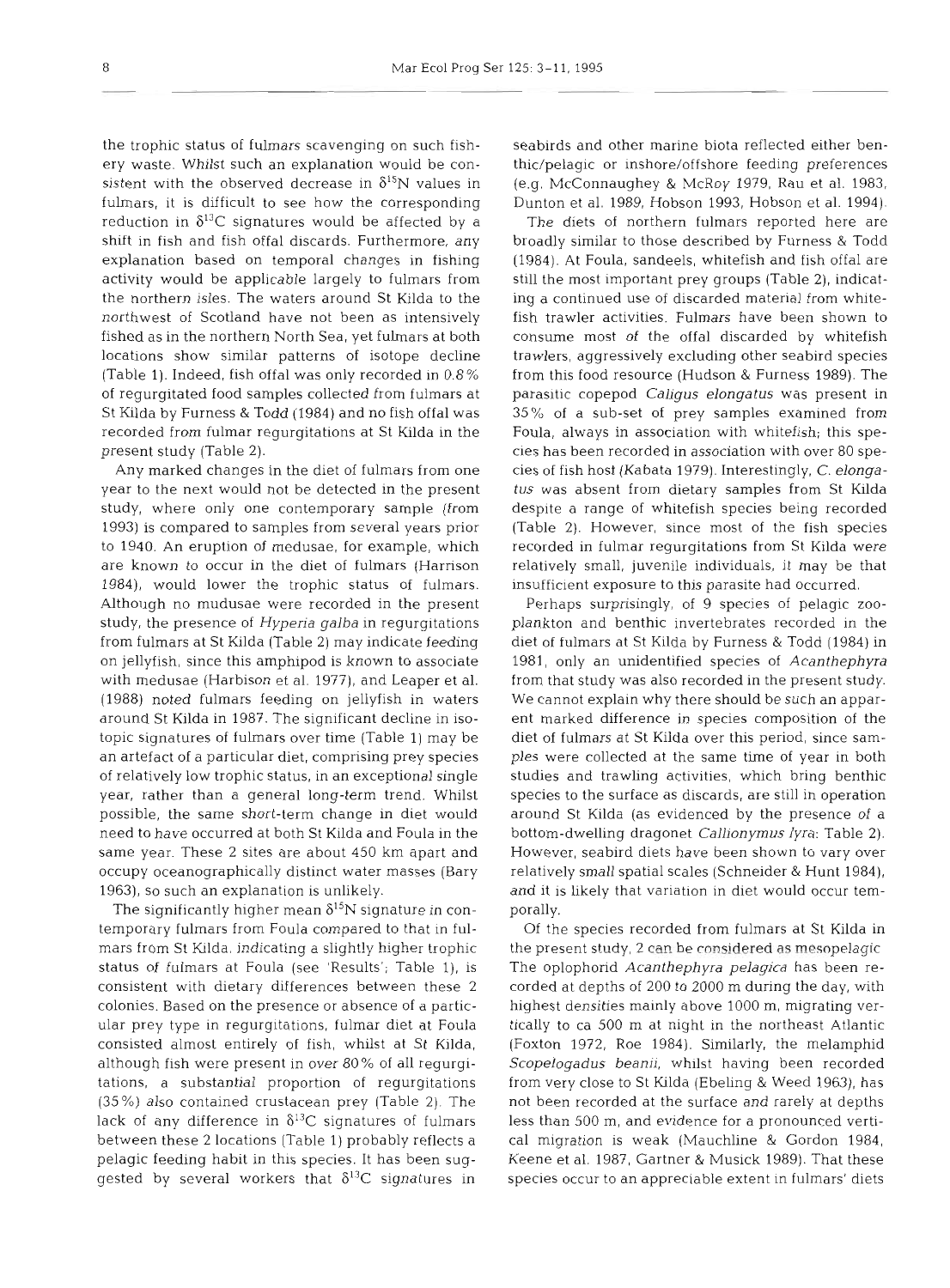the trophic status of fulmars scavenging on such fishery waste. Whilst such an explanation would be consistent with the observed decrease in $\delta^{15}N$ values in fulmars, it is difficult to see how the corresponding reduction in $\delta^{13}C$ signatures would be affected by a shift in fish and fish offal discards. Furthermore, any explanation based on temporal changes in fishing activity would be applicable largely to fulmars from the northern isles. The waters around St Kilda to the northwest of Scotland have not been as intensively fished as in the northern North Sea, yet fulmars at both locations show similar patterns of isotope decline (Table 1). Indeed, fish offal was only recorded in 0.8% of regurgitated food samples collected from fulmars at St Kilda by Furness & Todd (1984) and no fish offal was recorded from fulmar regurgitations at St Kilda in the present study (Table 2).

Any marked changes in the diet of fulmars from one year to the next would not be detected in the present study, where only one contemporary sample (from 1993) is compared to samples from several years prior to 1940. An eruption of medusae, for example, which are known to occur in the diet of fulmars (Harrison 1984), would lower the trophic status of fulmars. Although no mudusae were recorded in the present study, the presence of *Hyperia galba* in regurgitations from fulmars at St Kilda (Table 2) may indicate feeding on jellyfish, since this amphipod is known to associate with medusae (Harbison et al. 1977), and Leaper et al. (1988) noted fulmars feeding on jellyfish in waters around St Kilda in 1987. The significant decline in isotopic signatures of fulmars over time (Table 1) may be an artefact of a particular diet, comprising prey species of relatively low trophic status, in an exceptional single year, rather than a general long-term trend. Whilst possible, the same short-term change in diet would need to have occurred at both St Kilda and Foula in the same year. These 2 sites are about 450 km apart and occupy oceanographically distinct water masses (Bary 1963), so such an explanation is unlikely.

The significantly higher mean $\delta^{15}N$ signature in contemporary fulmars from Foula compared to that in fulmars from St Kilda, indicating a slightly higher trophic status of fulmars at Foula (see 'Results'; Table 1), is consistent with dietary differences between these 2 colonies. Based on the presence or absence of a particular prey type in regurgitations, fulmar diet at Foula consisted almost entirely of fish, whilst at St Kilda, although fish were present in over 80% of all regurgitations, a substantial proportion of regurgitations (35%) also contained crustacean prey (Table 2). The lack of any difference in $\delta^{13}C$ signatures of fulmars between these 2 locations (Table 1) probably reflects a pelagic feeding habit in this species. It has been suggested by several workers that $\delta^{13}C$ signatures in seabirds and other marine biota reflected either benthic/pelagic or inshore/offshore feeding preferences (e.g. McConnaughey & McRoy 1979, Rau et al. 1983, Dunton et al. 1989, Hobson 1993, Hobson et al. 1994).

The diets of northern fulmars reported here are broadly similar to those described by Furness & Todd (1984). At Foula, sandeels, whitefish and fish offal are still the most important prey groups (Table 2), indicating a continued use of discarded material from whitefish trawler activities. Fulmars have been shown to consume most of the offal discarded by whitefish trawlers, aggressively excluding other seabird species from this food resource (Hudson & Furness 1989). The parasitic copepod *Caligus elongatus* was present in 35% of a sub-set of prey samples examined from Foula, always in association with whitefish; this species has been recorded in association with over 80 species of fish host (Kabata 1979). Interestingly, *C. elongatus* was absent from dietary samples from St Kilda despite a range of whitefish species being recorded (Table 2). However, since most of the fish species recorded in fulmar regurgitations from St Kilda were relatively small, juvenile individuals, it may be that insufficient exposure to this parasite had occurred.

Perhaps surprisingly, of 9 species of pelagic zooplankton and benthic invertebrates recorded in the diet of fulmars at St Kilda by Furness & Todd (1984) in 1981, only an unidentified species of *Acanthephyra* from that study was also recorded in the present study. We cannot explain why there should be such an apparent marked difference in species composition of the diet of fulmars at St Kilda over this period, since samples were collected at the same time of year in both studies and trawling activities, which bring benthic species to the surface as discards, are still in operation around St Kilda (as evidenced by the presence of a bottom-dwelling dragonet *Callionymus lyra*: Table 2). However, seabird diets have been shown to vary over relatively small spatial scales (Schneider & Hunt 1984), and it is likely that variation in diet would occur temporally.

Of the species recorded from fulmars at St Kilda in the present study, 2 can be considered as mesopelagic The oplophorid *Acanthephyra pelagica* has been recorded at depths of 200 to 2000 m during the day, with highest densities mainly above 1000 m, migrating vertically to ca 500 m at night in the northeast Atlantic (Foxton 1972, Roe 1984). Similarly, the melamphid *Scopelogadus beanii*, whilst having been recorded from very close to St Kilda (Ebeling & Weed 1963), has not been recorded at the surface and rarely at depths less than 500 m, and evidence for a pronounced vertical migration is weak (Mauchline & Gordon 1984, Keene et al. 1987, Gartner & Musick 1989). That these species occur to an appreciable extent in fulmars' diets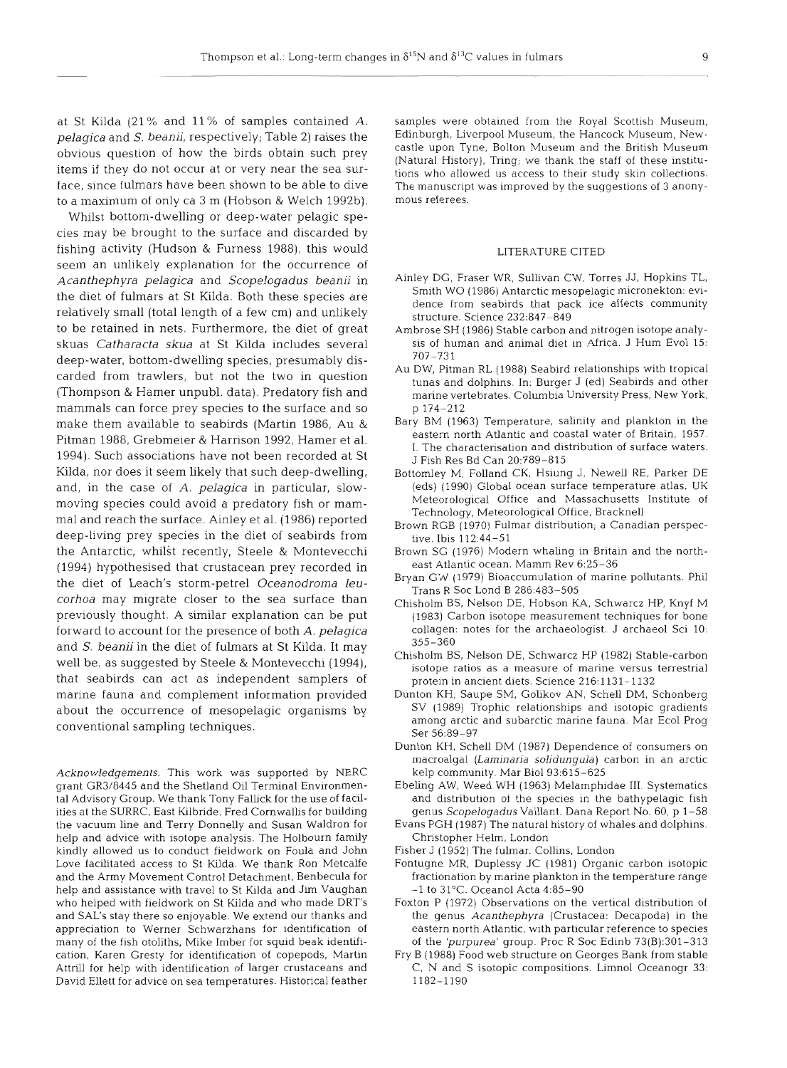at St Kilda (21% and 11% of samples contained *A. pelagica* and *S. beanii*, respectively; Table 2) raises the obvious question of how the birds obtain such prey items if they do not occur at or very near the sea surface, since fulmars have been shown to be able to dive to a maximum of only ca 3 m (Hobson & Welch 1992b).

Whilst bottom-dwelling or deep-water pelagic species may be brought to the surface and discarded by fishing activity (Hudson & Furness 1988), this would seem an unlikely explanation for the occurrence of *Acanthephyra pelagica* and *Scopelogadus beanii* in the diet of fulmars at St Kilda. Both these species are relatively small (total length of a few cm) and unlikely to be retained in nets. Furthermore, the diet of great skuas *Catharacta skua* at St Kilda includes several deep-water, bottom-dwelling species, presumably discarded from trawlers, but not the two in question (Thompson & Hamer unpubl. data). Predatory fish and mammals can force prey species to the surface and so make them available to seabirds (Martin 1986, Au & Pitman 1988, Grebmeier & Harrison 1992, Hamer et al. 1994). Such associations have not been recorded at St Kilda, nor does it seem likely that such deep-dwelling, and, in the case of *A. pelagica* in particular, slow-moving species could avoid a predatory fish or mammal and reach the surface. Ainley et al. (1986) reported deep-living prey species in the diet of seabirds from the Antarctic, whilst recently, Steele & Montevecchi (1994) hypothesised that crustacean prey recorded in the diet of Leach's storm-petrel *Oceanodroma leucorhoa* may migrate closer to the sea surface than previously thought. A similar explanation can be put forward to account for the presence of both *A. pelagica* and *S. beanii* in the diet of fulmars at St Kilda. It may well be, as suggested by Steele & Montevecchi (1994), that seabirds can act as independent samplers of marine fauna and complement information provided about the occurrence of mesopelagic organisms by conventional sampling techniques.

*Acknowledgements.* This work was supported by NERC grant GR3/8445 and the Shetland Oil Terminal Environmental Advisory Group. We thank Tony Fallick for the use of facilities at the SURRC, East Kilbride, Fred Cornwallis for building the vacuum line and Terry Donnelly and Susan Waldron for help and advice with isotope analysis. The Holbourn family kindly allowed us to conduct fieldwork on Foula and John Love facilitated access to St Kilda. We thank Ron Metcalfe and the Army Movement Control Detachment, Benbecula for help and assistance with travel to St Kilda and Jim Vaughan who helped with fieldwork on St Kilda and who made DRT's and SAL's stay there so enjoyable. We extend our thanks and appreciation to Werner Schwarzhans for identification of many of the fish otoliths, Mike Imber for squid beak identification, Karen Gresty for identification of copepods, Martin Attrill for help with identification of larger crustaceans and David Ellett for advice on sea temperatures. Historical feather samples were obtained from the Royal Scottish Museum, Edinburgh, Liverpool Museum, the Hancock Museum, Newcastle upon Tyne, Bolton Museum and the British Museum (Natural History), Tring; we thank the staff of these institutions who allowed us access to their study skin collections. The manuscript was improved by the suggestions of 3 anonymous referees.

## LITERATURE CITED

- Ainley DG, Fraser WR, Sullivan CW, Torres JJ, Hopkins TL, Smith WO (1986) Antarctic mesopelagic micronekton: evidence from seabirds that pack ice affects community structure. Science 232:847–849
- Ambrose SH (1986) Stable carbon and nitrogen isotope analysis of human and animal diet in Africa. J Hum Evol 15: 707–731
- Au DW, Pitman RL (1988) Seabird relationships with tropical tunas and dolphins. In: Burger J (ed) Seabirds and other marine vertebrates. Columbia University Press, New York, p 174–212
- Bary BM (1963) Temperature, salinity and plankton in the eastern north Atlantic and coastal water of Britain, 1957. I. The characterisation and distribution of surface waters. J Fish Res Bd Can 20:789–815
- Bottomley M, Folland CK, Hsiung J, Newell RE, Parker DE (eds) (1990) Global ocean surface temperature atlas. UK Meteorological Office and Massachusetts Institute of Technology, Meteorological Office, Bracknell
- Brown RGB (1970) Fulmar distribution; a Canadian perspective. Ibis 112:44–51
- Brown SG (1976) Modern whaling in Britain and the northeast Atlantic ocean. Mamm Rev 6:25–36
- Bryan GW (1979) Bioaccumulation of marine pollutants. Phil Trans R Soc Lond B 286:483–505
- Chisholm BS, Nelson DE, Hobson KA, Schwarcz HP, Knyf M (1983) Carbon isotope measurement techniques for bone collagen: notes for the archaeologist. J archaeol Sci 10: 355–360
- Chisholm BS, Nelson DE, Schwarcz HP (1982) Stable-carbon isotope ratios as a measure of marine versus terrestrial protein in ancient diets. Science 216:1131–1132
- Dunton KH, Saupe SM, Golikov AN, Schell DM, Schonberg SV (1989) Trophic relationships and isotopic gradients among arctic and subarctic marine fauna. Mar Ecol Prog Ser 56:89–97
- Dunton KH, Schell DM (1987) Dependence of consumers on macroalgal (*Laminaria solidungula*) carbon in an arctic kelp community. Mar Biol 93:615–625
- Ebeling AW, Weed WH (1963) Melamphidae III. Systematics and distribution of the species in the bathypelagic fish genus *Scopelogadus* Vaillant. Dana Report No. 60, p 1–58
- Evans PGH (1987) The natural history of whales and dolphins. Christopher Helm, London
- Fisher J (1952) The fulmar. Collins, London
- Fontugne MR, Duplessy JC (1981) Organic carbon isotopic fractionation by marine plankton in the temperature range −1 to 31°C. Oceanol Acta 4:85–90
- Foxton P (1972) Observations on the vertical distribution of the genus *Acanthephyra* (Crustacea: Decapoda) in the eastern north Atlantic, with particular reference to species of the '*purpurea*' group. Proc R Soc Edinb 73(B):301–313
- Fry B (1988) Food web structure on Georges Bank from stable C, N and S isotopic compositions. Limnol Oceanogr 33: 1182–1190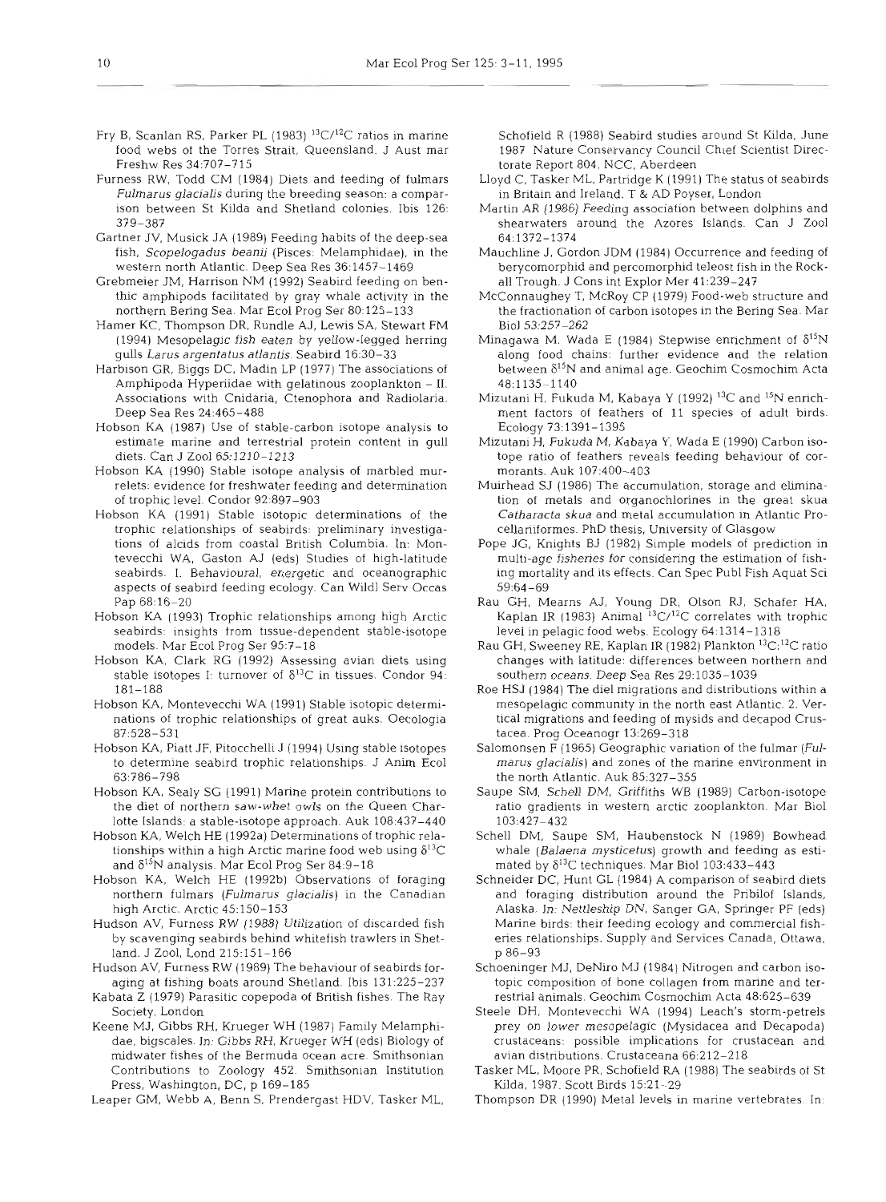Fry B, Scanlan RS, Parker PL (1983) $^{13}C/^{12}C$ ratios in marine food webs of the Torres Strait, Queensland. J Aust mar Freshw Res 34:707–715

Furness RW, Todd CM (1984) Diets and feeding of fulmars *Fulmarus glacialis* during the breeding season: a comparison between St Kilda and Shetland colonies. Ibis 126: 379–387

Gartner JV, Musick JA (1989) Feeding habits of the deep-sea fish, *Scopelogadus beanii* (Pisces: Melamphidae), in the western north Atlantic. Deep Sea Res 36:1457–1469

Grebmeier JM, Harrison NM (1992) Seabird feeding on benthic amphipods facilitated by gray whale activity in the northern Bering Sea. Mar Ecol Prog Ser 80:125–133

Hamer KC, Thompson DR, Rundle AJ, Lewis SA, Stewart FM (1994) Mesopelagic fish eaten by yellow-legged herring gulls *Larus argentatus atlantis*. Seabird 16:30–33

Harbison GR, Biggs DC, Madin LP (1977) The associations of Amphipoda Hyperiidae with gelatinous zooplankton – II. Associations with Cnidaria, Ctenophora and Radiolaria. Deep Sea Res 24:465–488

Hobson KA (1987) Use of stable-carbon isotope analysis to estimate marine and terrestrial protein content in gull diets. Can J Zool 65:1210–1213

Hobson KA (1990) Stable isotope analysis of marbled murrelets: evidence for freshwater feeding and determination of trophic level. Condor 92:897–903

Hobson KA (1991) Stable isotopic determinations of the trophic relationships of seabirds: preliminary investigations of alcids from coastal British Columbia. In: Montevecchi WA, Gaston AJ (eds) Studies of high-latitude seabirds. I. Behavioural, energetic and oceanographic aspects of seabird feeding ecology. Can Wildl Serv Occas Pap 68:16–20

Hobson KA (1993) Trophic relationships among high Arctic seabirds: insights from tissue-dependent stable-isotope models. Mar Ecol Prog Ser 95:7–18

Hobson KA, Clark RG (1992) Assessing avian diets using stable isotopes I: turnover of $\delta^{13}C$ in tissues. Condor 94: 181–188

Hobson KA, Montevecchi WA (1991) Stable isotopic determinations of trophic relationships of great auks. Oecologia 87:528–531

Hobson KA, Piatt JF, Pitocchelli J (1994) Using stable isotopes to determine seabird trophic relationships. J Anim Ecol 63:786–798

Hobson KA, Sealy SG (1991) Marine protein contributions to the diet of northern saw-whet owls on the Queen Charlotte Islands: a stable-isotope approach. Auk 108:437–440

Hobson KA, Welch HE (1992a) Determinations of trophic relationships within a high Arctic marine food web using $\delta^{13}C$ and $\delta^{15}N$ analysis. Mar Ecol Prog Ser 84:9–18

Hobson KA, Welch HE (1992b) Observations of foraging northern fulmars (*Fulmarus glacialis*) in the Canadian high Arctic. Arctic 45:150–153

Hudson AV, Furness RW (1988) Utilization of discarded fish by scavenging seabirds behind whitefish trawlers in Shetland. J Zool, Lond 215:151–166

Hudson AV, Furness RW (1989) The behaviour of seabirds foraging at fishing boats around Shetland. Ibis 131:225–237

Kabata Z (1979) Parasitic copepoda of British fishes. The Ray Society, London

Keene MJ, Gibbs RH, Krueger WH (1987) Family Melamphidae, bigscales. In: Gibbs RH, Krueger WH (eds) Biology of midwater fishes of the Bermuda ocean acre. Smithsonian Contributions to Zoology 452. Smithsonian Institution Press, Washington, DC, p 169–185

Leaper GM, Webb A, Benn S, Prendergast HDV, Tasker ML, Schofield R (1988) Seabird studies around St Kilda, June 1987. Nature Conservancy Council Chief Scientist Directorate Report 804, NCC, Aberdeen

Lloyd C, Tasker ML, Partridge K (1991) The status of seabirds in Britain and Ireland. T & AD Poyser, London

Martin AR (1986) Feeding association between dolphins and shearwaters around the Azores Islands. Can J Zool 64:1372–1374

Mauchline J, Gordon JDM (1984) Occurrence and feeding of berycomorphid and percomorphid teleost fish in the Rockall Trough. J Cons int Explor Mer 41:239–247

McConnaughey T, McRoy CP (1979) Food-web structure and the fractionation of carbon isotopes in the Bering Sea. Mar Biol 53:257–262

Minagawa M, Wada E (1984) Stepwise enrichment of $\delta^{15}N$ along food chains: further evidence and the relation between $\delta^{15}N$ and animal age. Geochim Cosmochim Acta 48:1135–1140

Mizutani H, Fukuda M, Kabaya Y (1992) $^{13}C$ and $^{15}N$ enrichment factors of feathers of 11 species of adult birds. Ecology 73:1391–1395

Mizutani H, Fukuda M, Kabaya Y, Wada E (1990) Carbon isotope ratio of feathers reveals feeding behaviour of cormorants. Auk 107:400–403

Muirhead SJ (1986) The accumulation, storage and elimination of metals and organochlorines in the great skua *Catharacta skua* and metal accumulation in Atlantic Procellariiformes. PhD thesis, University of Glasgow

Pope JG, Knights BJ (1982) Simple models of prediction in multi-age fisheries for considering the estimation of fishing mortality and its effects. Can Spec Publ Fish Aquat Sci 59:64–69

Rau GH, Mearns AJ, Young DR, Olson RJ, Schafer HA, Kaplan IR (1983) Animal $^{13}C/^{12}C$ correlates with trophic level in pelagic food webs. Ecology 64:1314–1318

Rau GH, Sweeney RE, Kaplan IR (1982) Plankton $^{13}C$:$^{12}C$ ratio changes with latitude: differences between northern and southern oceans. Deep Sea Res 29:1035–1039

Roe HSJ (1984) The diel migrations and distributions within a mesopelagic community in the north east Atlantic. 2. Vertical migrations and feeding of mysids and decapod Crustacea. Prog Oceanogr 13:269–318

Salomonsen F (1965) Geographic variation of the fulmar (*Fulmarus glacialis*) and zones of the marine environment in the north Atlantic. Auk 85:327–355

Saupe SM, Schell DM, Griffiths WB (1989) Carbon-isotope ratio gradients in western arctic zooplankton. Mar Biol 103:427–432

Schell DM, Saupe SM, Haubenstock N (1989) Bowhead whale (*Balaena mysticetus*) growth and feeding as estimated by $\delta^{13}C$ techniques. Mar Biol 103:433–443

Schneider DC, Hunt GL (1984) A comparison of seabird diets and foraging distribution around the Pribilof Islands, Alaska. In: Nettleship DN, Sanger GA, Springer PF (eds) Marine birds: their feeding ecology and commercial fisheries relationships. Supply and Services Canada, Ottawa, p 86–93

Schoeninger MJ, DeNiro MJ (1984) Nitrogen and carbon isotopic composition of bone collagen from marine and terrestrial animals. Geochim Cosmochim Acta 48:625–639

Steele DH, Montevecchi WA (1994) Leach's storm-petrels prey on lower mesopelagic (Mysidacea and Decapoda) crustaceans: possible implications for crustacean and avian distributions. Crustaceana 66:212–218

Tasker ML, Moore PR, Schofield RA (1988) The seabirds of St Kilda, 1987. Scott Birds 15:21–29

Thompson DR (1990) Metal levels in marine vertebrates. In: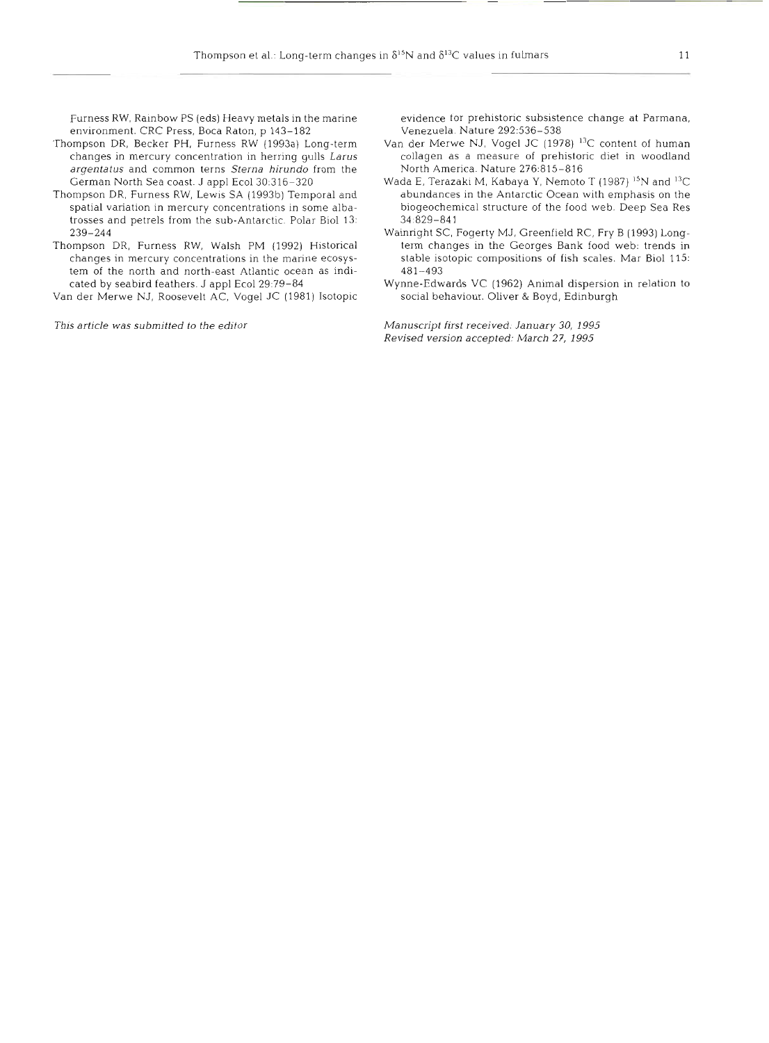Furness RW, Rainbow PS (eds) Heavy metals in the marine environment. CRC Press, Boca Raton, p 143–182

Thompson DR, Becker PH, Furness RW (1993a) Long-term changes in mercury concentration in herring gulls *Larus argentatus* and common terns *Sterna hirundo* from the German North Sea coast. J appl Ecol 30:316–320

Thompson DR, Furness RW, Lewis SA (1993b) Temporal and spatial variation in mercury concentrations in some albatrosses and petrels from the sub-Antarctic. Polar Biol 13: 239–244

Thompson DR, Furness RW, Walsh PM (1992) Historical changes in mercury concentrations in the marine ecosystem of the north and north-east Atlantic ocean as indicated by seabird feathers. J appl Ecol 29:79–84

Van der Merwe NJ, Roosevelt AC, Vogel JC (1981) Isotopic evidence for prehistoric subsistence change at Parmana, Venezuela. Nature 292:536–538

Van der Merwe NJ, Vogel JC (1978) $^{13}$C content of human collagen as a measure of prehistoric diet in woodland North America. Nature 276:815–816

Wada E, Terazaki M, Kabaya Y, Nemoto T (1987) $^{15}$N and $^{13}$C abundances in the Antarctic Ocean with emphasis on the biogeochemical structure of the food web. Deep Sea Res 34:829–841

Wainright SC, Fogerty MJ, Greenfield RC, Fry B (1993) Long-term changes in the Georges Bank food web: trends in stable isotopic compositions of fish scales. Mar Biol 115: 481–493

Wynne-Edwards VC (1962) Animal dispersion in relation to social behaviour. Oliver & Boyd, Edinburgh

*This article was submitted to the editor*

*Manuscript first received: January 30, 1995*
*Revised version accepted: March 27, 1995*